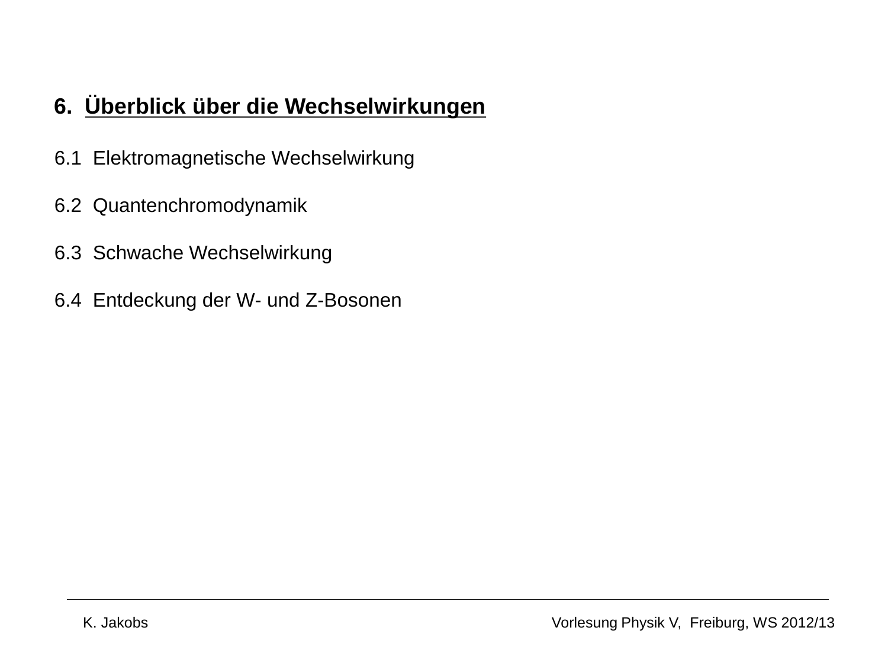# 6. Überblick über die Wechselwirkungen

6.1 Elektromagnetische Wechselwirkung

6.2 Quantenchromodynamik

6.3 Schwache Wechselwirkung

6.4 Entdeckung der W- und Z-Bosonen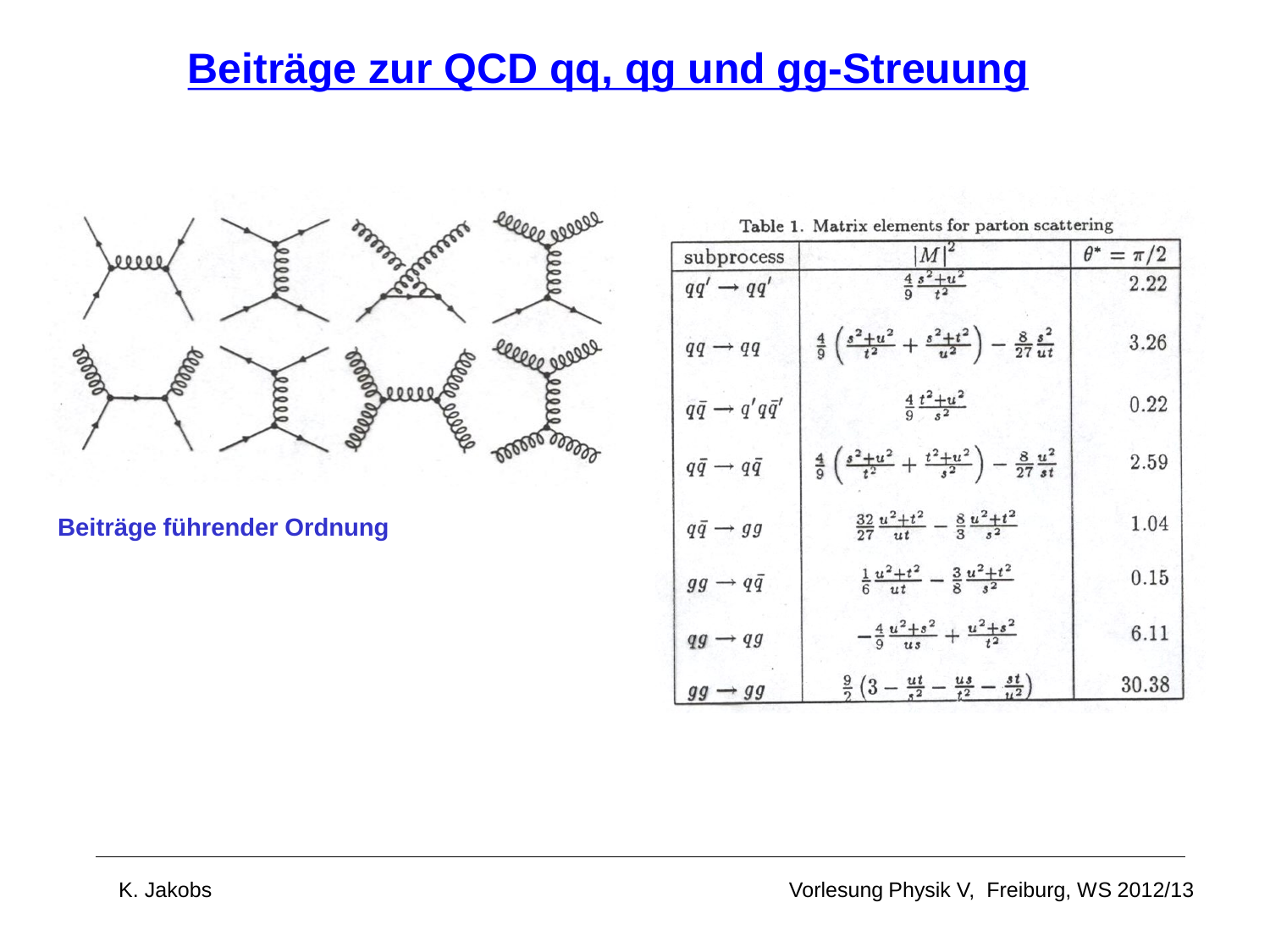# Beiträge zur QCD qq, qg und gg-Streuung

Beiträge führender Ordnung

Table 1. Matrix elements for parton scattering

| subprocess | $\|M\|^2$ | $\theta^* = \pi/2$ |
|---|---|---|
| $qq' \rightarrow qq'$ | $\frac{4}{9}\frac{s^2+u^2}{t^2}$ | 2.22 |
| $qq \rightarrow qq$ | $\frac{4}{9}\left(\frac{s^2+u^2}{t^2}+\frac{s^2+t^2}{u^2}\right)-\frac{8}{27}\frac{s^2}{ut}$ | 3.26 |
| $q\bar{q} \rightarrow q'\bar{q}'$ | $\frac{4}{9}\frac{t^2+u^2}{s^2}$ | 0.22 |
| $q\bar{q} \rightarrow q\bar{q}$ | $\frac{4}{9}\left(\frac{s^2+u^2}{t^2}+\frac{t^2+u^2}{s^2}\right)-\frac{8}{27}\frac{u^2}{st}$ | 2.59 |
| $q\bar{q} \rightarrow gg$ | $\frac{32}{27}\frac{u^2+t^2}{ut}-\frac{8}{3}\frac{u^2+t^2}{s^2}$ | 1.04 |
| $gg \rightarrow q\bar{q}$ | $\frac{1}{6}\frac{u^2+t^2}{ut}-\frac{3}{8}\frac{u^2+t^2}{s^2}$ | 0.15 |
| $qg \rightarrow qg$ | $-\frac{4}{9}\frac{u^2+s^2}{us}+\frac{u^2+s^2}{t^2}$ | 6.11 |
| $gg \rightarrow gg$ | $\frac{9}{2}\left(3-\frac{ut}{s^2}-\frac{us}{t^2}-\frac{st}{u^2}\right)$ | 30.38 |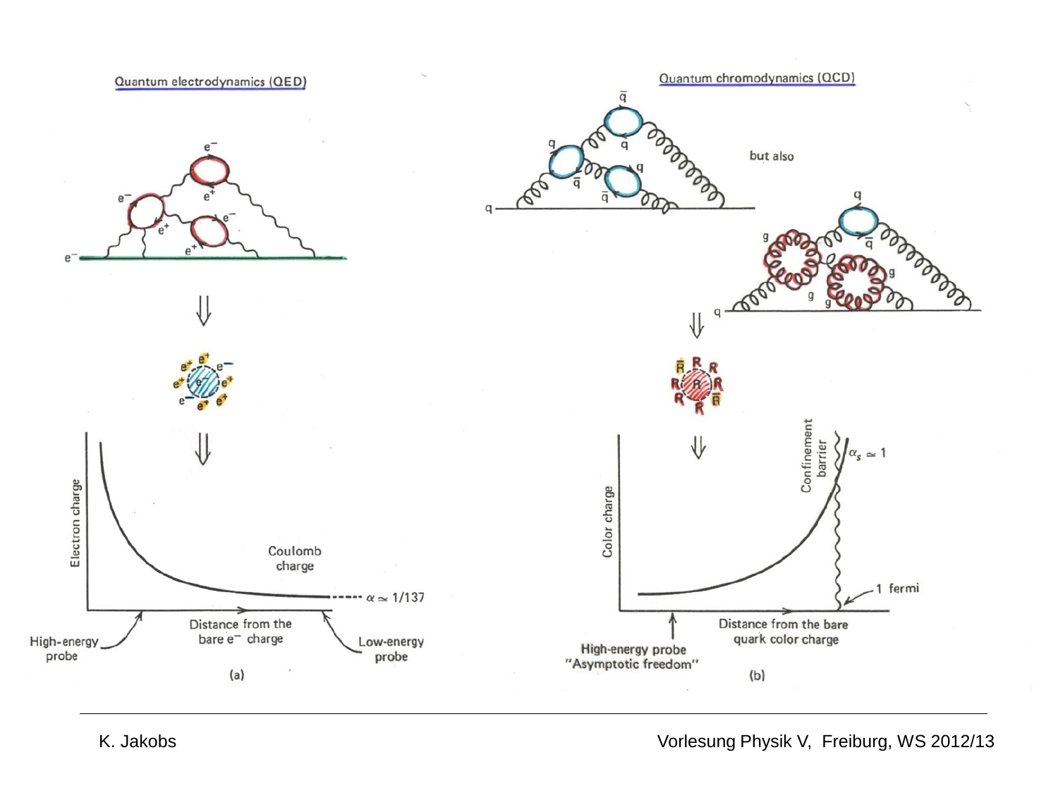Quantum electrodynamics (QED)

e⁻

e⁻ e⁺ e⁻ e⁺ e⁻ e⁺

Electron charge

Coulomb charge

$\alpha \simeq 1/137$

Distance from the bare e⁻ charge

High-energy probe

Low-energy probe

(a)

Quantum chromodynamics (QCD)

but also

Color charge

Confinement barrier

$\alpha_s \simeq 1$

1 fermi

Distance from the bare quark color charge

High-energy probe "Asymptotic freedom"

(b)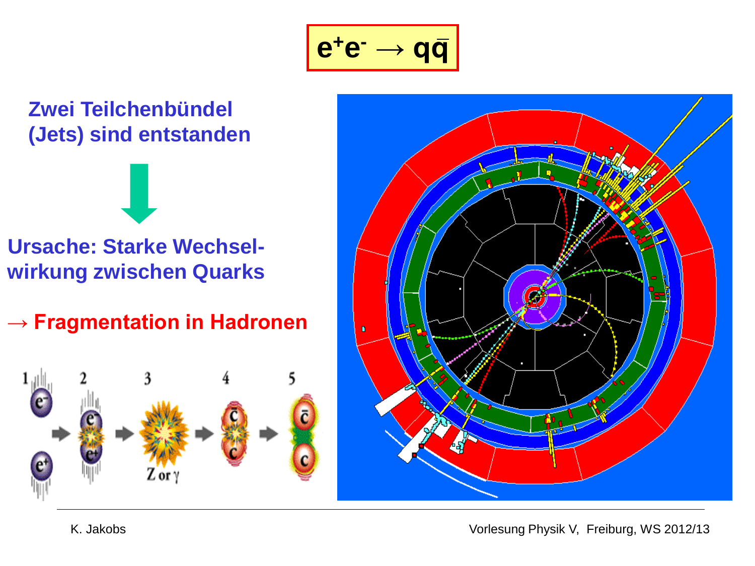# $e^+e^- \rightarrow q\bar{q}$

**Zwei Teilchenbündel (Jets) sind entstanden**

**Ursache: Starke Wechsel-wirkung zwischen Quarks**

**→ Fragmentation in Hadronen**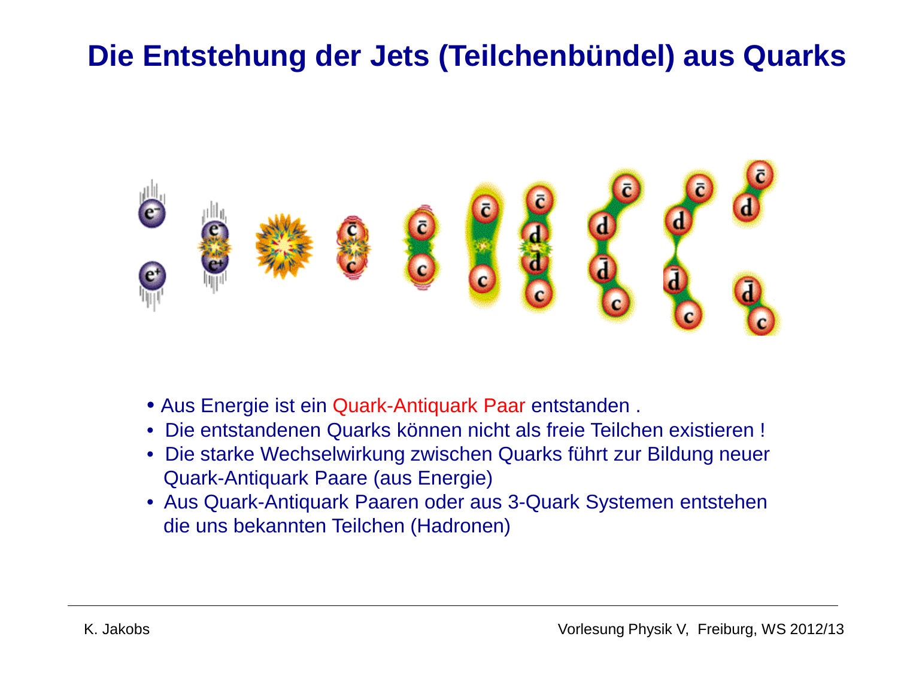# Die Entstehung der Jets (Teilchenbündel) aus Quarks

- Aus Energie ist ein Quark-Antiquark Paar entstanden .
- Die entstandenen Quarks können nicht als freie Teilchen existieren !
- Die starke Wechselwirkung zwischen Quarks führt zur Bildung neuer Quark-Antiquark Paare (aus Energie)
- Aus Quark-Antiquark Paaren oder aus 3-Quark Systemen entstehen die uns bekannten Teilchen (Hadronen)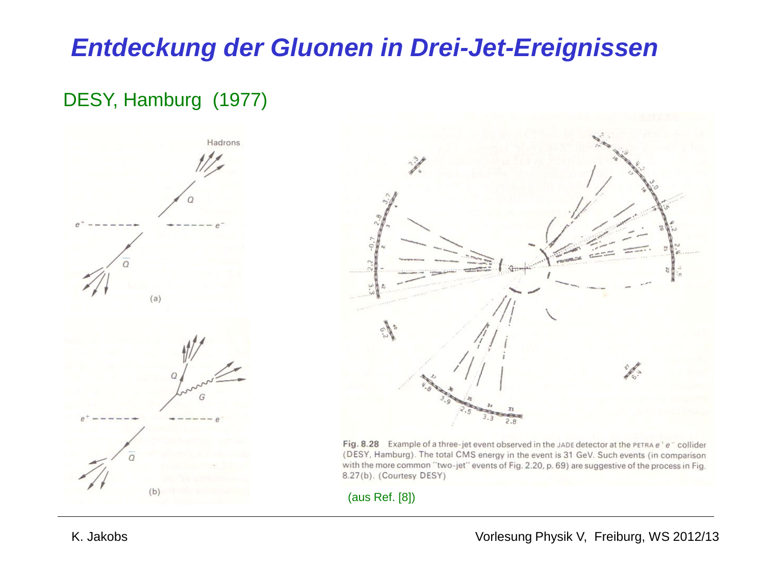# *Entdeckung der Gluonen in Drei-Jet-Ereignissen*

DESY, Hamburg (1977)

**Fig. 8.28** Example of a three-jet event observed in the JADE detector at the PETRA $e^+e^-$ collider (DESY, Hamburg). The total CMS energy in the event is 31 GeV. Such events (in comparison with the more common "two-jet" events of Fig. 2.20, p. 69) are suggestive of the process in Fig. 8.27(b). (Courtesy DESY)

(aus Ref. [8])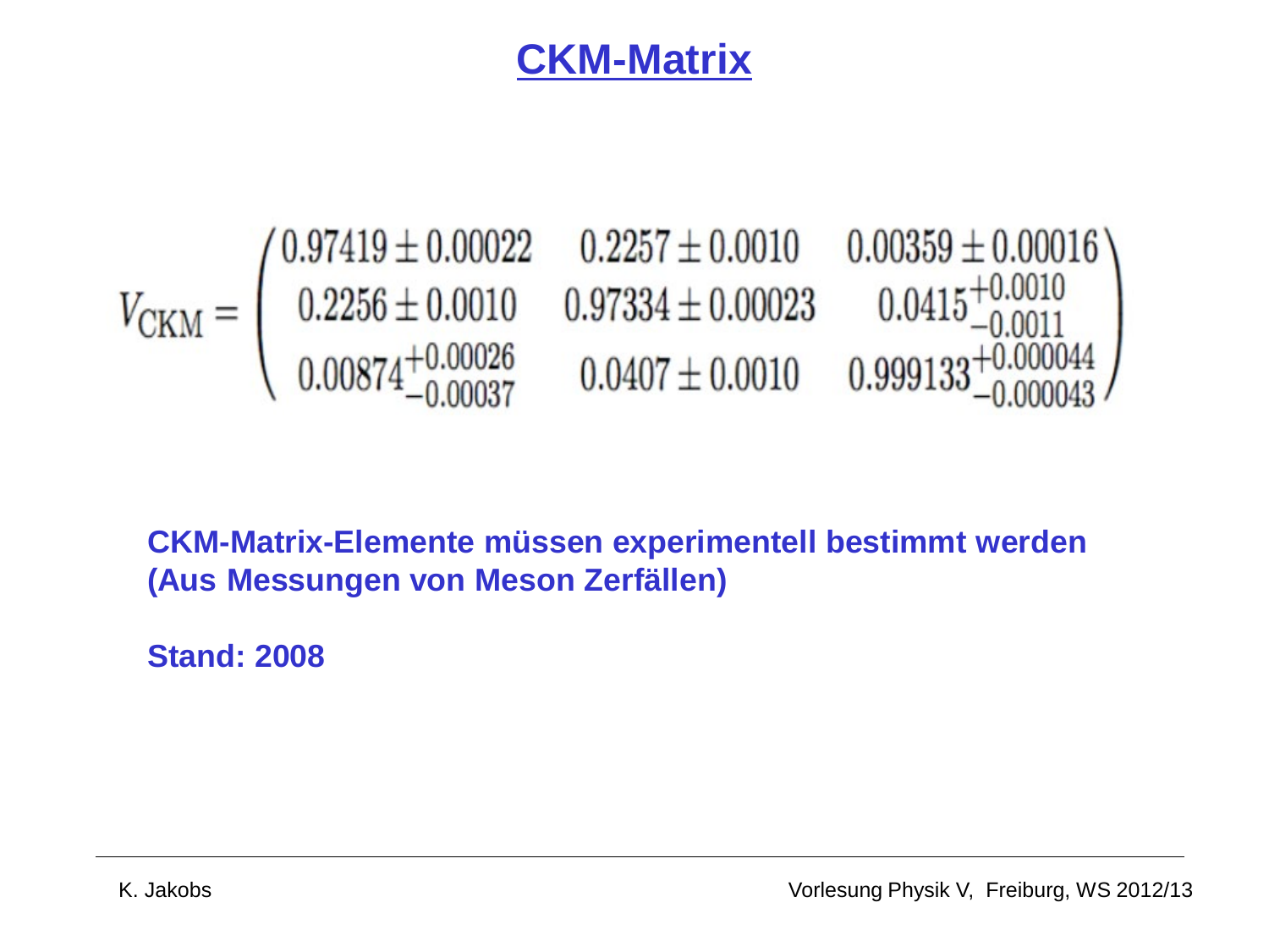# CKM-Matrix

$$V_{\mathrm{CKM}} = \begin{pmatrix} 0.97419 \pm 0.00022 & 0.2257 \pm 0.0010 & 0.00359 \pm 0.00016 \\ 0.2256 \pm 0.0010 & 0.97334 \pm 0.00023 & 0.0415^{+0.0010}_{-0.0011} \\ 0.00874^{+0.00026}_{-0.00037} & 0.0407 \pm 0.0010 & 0.999133^{+0.000044}_{-0.000043} \end{pmatrix}$$

**CKM-Matrix-Elemente müssen experimentell bestimmt werden (Aus Messungen von Meson Zerfällen)**

**Stand: 2008**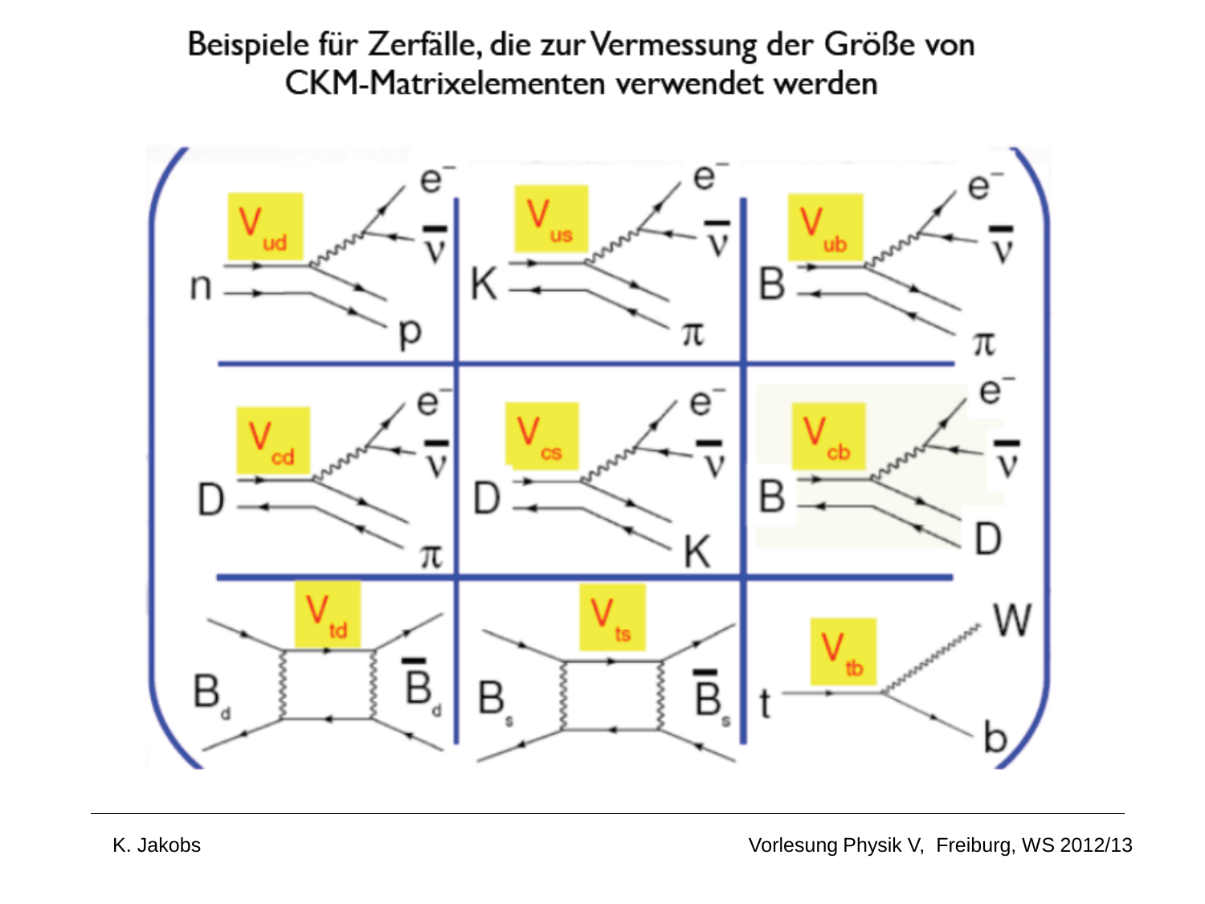# Beispiele für Zerfälle, die zur Vermessung der Größe von CKM-Matrixelementen verwendet werden

| | | |
|---|---|---|
| $V_{ud}$: $n \to p\, e^- \bar{\nu}$ | $V_{us}$: $K \to \pi\, e^- \bar{\nu}$ | $V_{ub}$: $B \to \pi\, e^- \bar{\nu}$ |
| $V_{cd}$: $D \to \pi\, e^- \bar{\nu}$ | $V_{cs}$: $D \to K\, e^- \bar{\nu}$ | $V_{cb}$: $B \to D\, e^- \bar{\nu}$ |
| $V_{td}$: $B_d \leftrightarrow \bar{B}_d$ | $V_{ts}$: $B_s \leftrightarrow \bar{B}_s$ | $V_{tb}$: $t \to W\, b$ |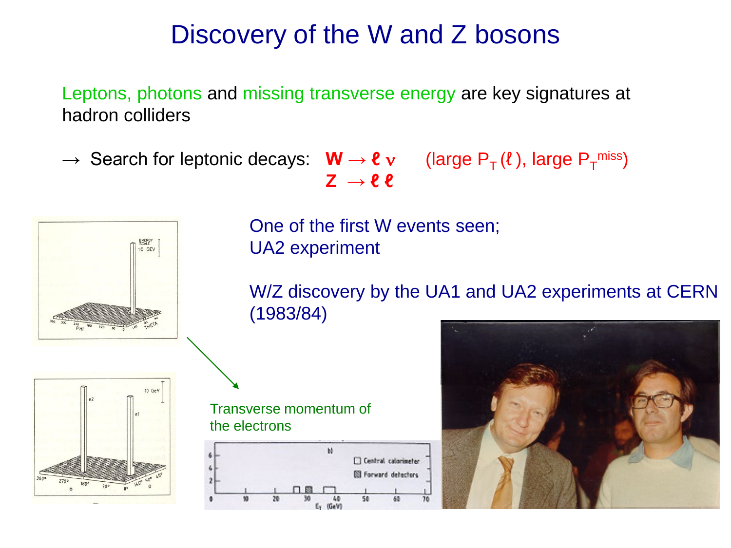# Discovery of the W and Z bosons

Leptons, photons and missing transverse energy are key signatures at hadron colliders

→ Search for leptonic decays: $W \to \ell \nu$ (large $P_T(\ell)$, large $P_T^{miss}$)

$Z \to \ell \ell$

One of the first W events seen;
UA2 experiment

W/Z discovery by the UA1 and UA2 experiments at CERN (1983/84)

Transverse momentum of the electrons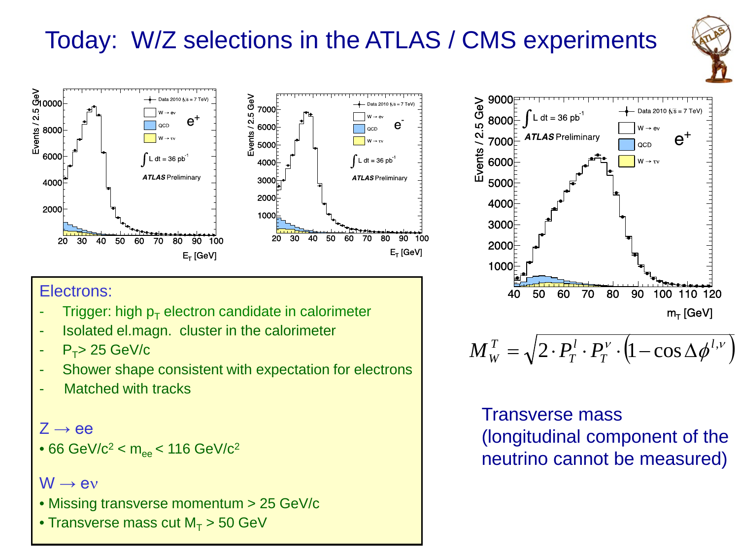# Today: W/Z selections in the ATLAS / CMS experiments

Electrons:

- Trigger: high $p_T$ electron candidate in calorimeter
- Isolated el.magn. cluster in the calorimeter
- $P_T$> 25 GeV/c
- Shower shape consistent with expectation for electrons
- Matched with tracks

$Z \rightarrow ee$

- 66 GeV/c$^2$ < $m_{ee}$ < 116 GeV/c$^2$

$W \rightarrow e\nu$

- Missing transverse momentum > 25 GeV/c
- Transverse mass cut $M_T$ > 50 GeV

$$M_W^T = \sqrt{2 \cdot P_T^l \cdot P_T^\nu \cdot \left(1 - \cos \Delta\phi^{l,\nu}\right)}$$

Transverse mass (longitudinal component of the neutrino cannot be measured)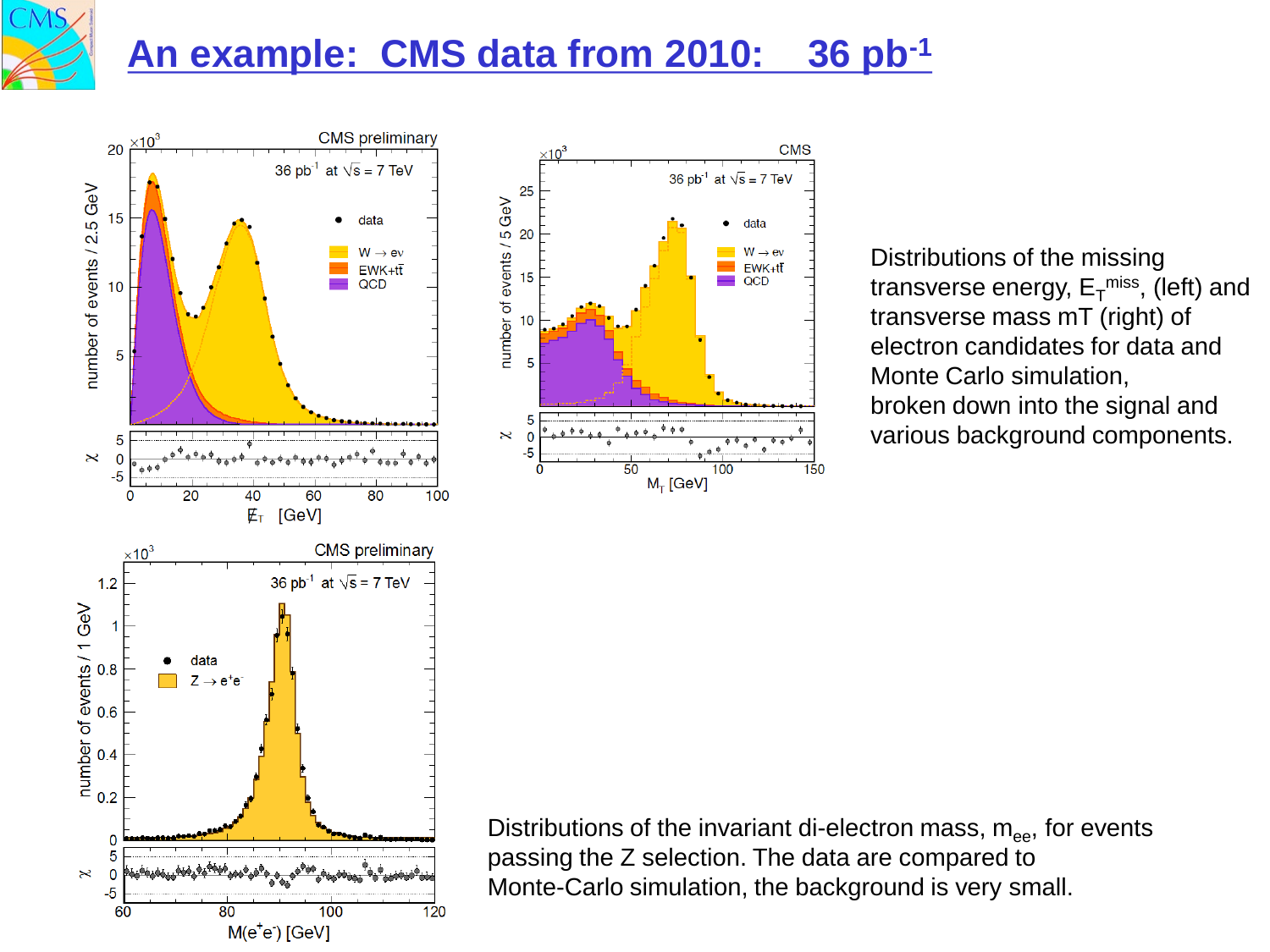# An example: CMS data from 2010: 36 $pb^{-1}$

CMS preliminary

$\times10^3$

36 $pb^{-1}$ at $\sqrt{s}$ = 7 TeV

data

$W \rightarrow e\nu$

EWK+$t\bar{t}$

QCD

number of events / 2.5 GeV

20

15

10

5

$\chi$

5

0

-5

0 20 40 60 80 100

$\not{E}_T$ [GeV]

CMS

$\times10^3$

36 $pb^{-1}$ at $\sqrt{s}$ = 7 TeV

data

$W \rightarrow e\nu$

EWK+$t\bar{t}$

QCD

number of events / 5 GeV

25

20

15

10

5

$\chi$

5

0

-5

0 50 100 150

$M_T$ [GeV]

Distributions of the missing transverse energy, $E_T^{miss}$, (left) and transverse mass mT (right) of electron candidates for data and Monte Carlo simulation, broken down into the signal and various background components.

CMS preliminary

$\times10^3$

36 $pb^{-1}$ at $\sqrt{s}$ = 7 TeV

data

$Z \rightarrow e^+e^-$

number of events / 1 GeV

1.2

1

0.8

0.6

0.4

0.2

0

$\chi$

5

0

-5

60 80 100 120

$M(e^+e^-)$ [GeV]

Distributions of the invariant di-electron mass, $m_{ee}$, for events passing the Z selection. The data are compared to Monte-Carlo simulation, the background is very small.